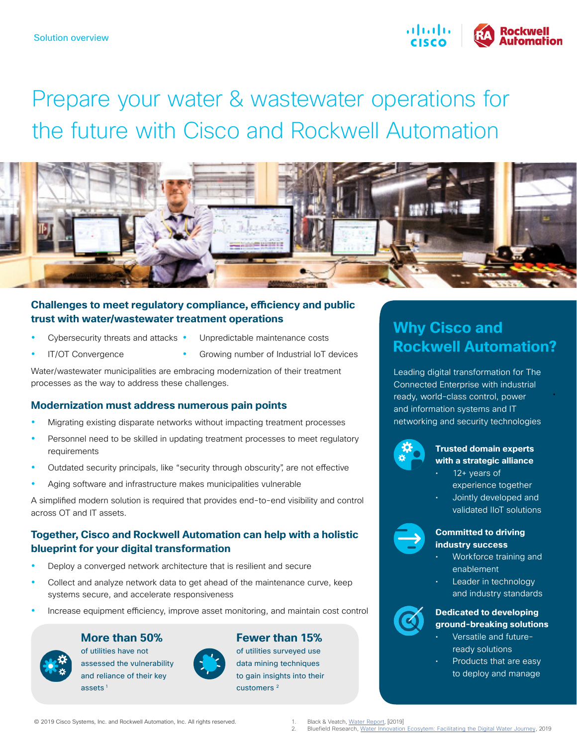Solution overview

# Prepare your water & wastewater operations for the future with Cisco and Rockwell Automation

## Challenges to meet regulatory compliance, efficiency and public trust with water/wastewater treatment operations

- Cybersecurity threats and attacks
- Unpredictable maintenance costs
- IT/OT Convergence
- Growing number of Industrial IoT devices

Water/wastewater municipalities are embracing modernization of their treatment processes as the way to address these challenges.

## Modernization must address numerous pain points

- Migrating existing disparate networks without impacting treatment processes
- Personnel need to be skilled in updating treatment processes to meet regulatory requirements
- Outdated security principals, like "security through obscurity", are not effective
- Aging software and infrastructure makes municipalities vulnerable

A simplified modern solution is required that provides end-to-end visibility and control across OT and IT assets.

## Together, Cisco and Rockwell Automation can help with a holistic blueprint for your digital transformation

- Deploy a converged network architecture that is resilient and secure
- Collect and analyze network data to get ahead of the maintenance curve, keep systems secure, and accelerate responsiveness
- Increase equipment efficiency, improve asset monitoring, and maintain cost control

**More than 50%**
of utilities have not assessed the vulnerability and reliance of their key assets [1]

**Fewer than 15%**
of utilities surveyed use data mining techniques to gain insights into their customers [2]

## Why Cisco and Rockwell Automation?

Leading digital transformation for The Connected Enterprise with industrial ready, world-class control, power and information systems and IT networking and security technologies

**Trusted domain experts with a strategic alliance**

- 12+ years of experience together
- Jointly developed and validated IIoT solutions

**Committed to driving industry success**

- Workforce training and enablement
- Leader in technology and industry standards

**Dedicated to developing ground-breaking solutions**

- Versatile and future-ready solutions
- Products that are easy to deploy and manage

© 2019 Cisco Systems, Inc. and Rockwell Automation, Inc. All rights reserved.

1. Black & Veatch, Water Report, [2019]
2. Bluefield Research, Water Innovation Ecosystem: Facilitating the Digital Water Journey, 2019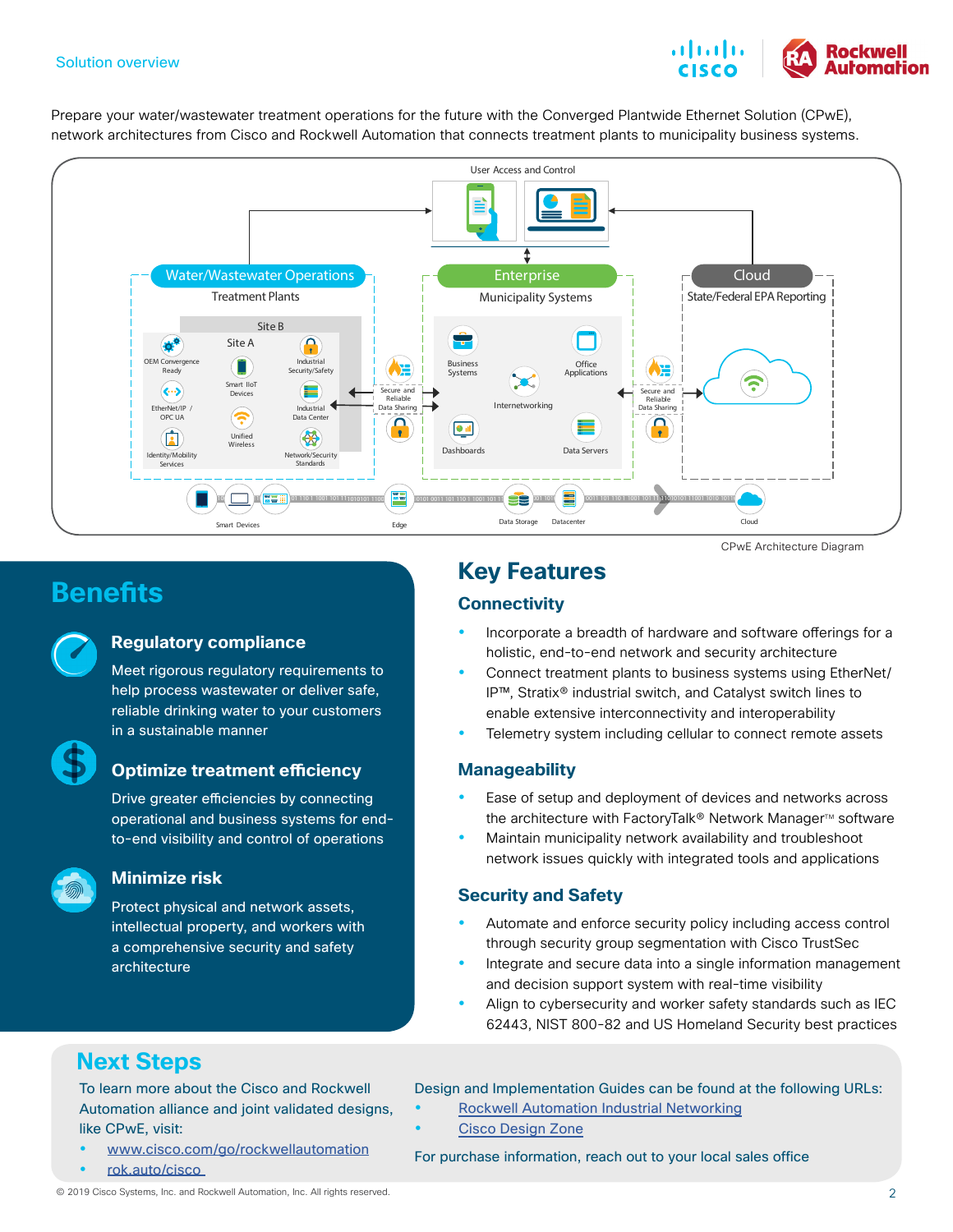Prepare your water/wastewater treatment operations for the future with the Converged Plantwide Ethernet Solution (CPwE), network architectures from Cisco and Rockwell Automation that connects treatment plants to municipality business systems.

User Access and Control

Water/Wastewater Operations
Treatment Plants
Site B
Site A
OEM Convergence Ready
Smart IIoT Devices
Industrial Security/Safety
EtherNet/IP / OPC UA
Industrial Data Center
Unified Wireless
Identity/Mobility Services
Network/Security Standards

Secure and Reliable Data Sharing

Enterprise
Municipality Systems
Business Systems
Office Applications
Internetworking
Dashboards
Data Servers

Secure and Reliable Data Sharing

Cloud
State/Federal EPA Reporting

Smart Devices
Edge
Data Storage
Datacenter
Cloud

CPwE Architecture Diagram

## Benefits

### Regulatory compliance

Meet rigorous regulatory requirements to help process wastewater or deliver safe, reliable drinking water to your customers in a sustainable manner

### Optimize treatment efficiency

Drive greater efficiencies by connecting operational and business systems for end-to-end visibility and control of operations

### Minimize risk

Protect physical and network assets, intellectual property, and workers with a comprehensive security and safety architecture

## Key Features

### Connectivity

- Incorporate a breadth of hardware and software offerings for a holistic, end-to-end network and security architecture
- Connect treatment plants to business systems using EtherNet/IP™, Stratix® industrial switch, and Catalyst switch lines to enable extensive interconnectivity and interoperability
- Telemetry system including cellular to connect remote assets

### Manageability

- Ease of setup and deployment of devices and networks across the architecture with FactoryTalk® Network Manager™ software
- Maintain municipality network availability and troubleshoot network issues quickly with integrated tools and applications

### Security and Safety

- Automate and enforce security policy including access control through security group segmentation with Cisco TrustSec
- Integrate and secure data into a single information management and decision support system with real-time visibility
- Align to cybersecurity and worker safety standards such as IEC 62443, NIST 800-82 and US Homeland Security best practices

## Next Steps

To learn more about the Cisco and Rockwell Automation alliance and joint validated designs, like CPwE, visit:

- www.cisco.com/go/rockwellautomation
- rok.auto/cisco

Design and Implementation Guides can be found at the following URLs:

- Rockwell Automation Industrial Networking
- Cisco Design Zone

For purchase information, reach out to your local sales office

© 2019 Cisco Systems, Inc. and Rockwell Automation, Inc. All rights reserved.